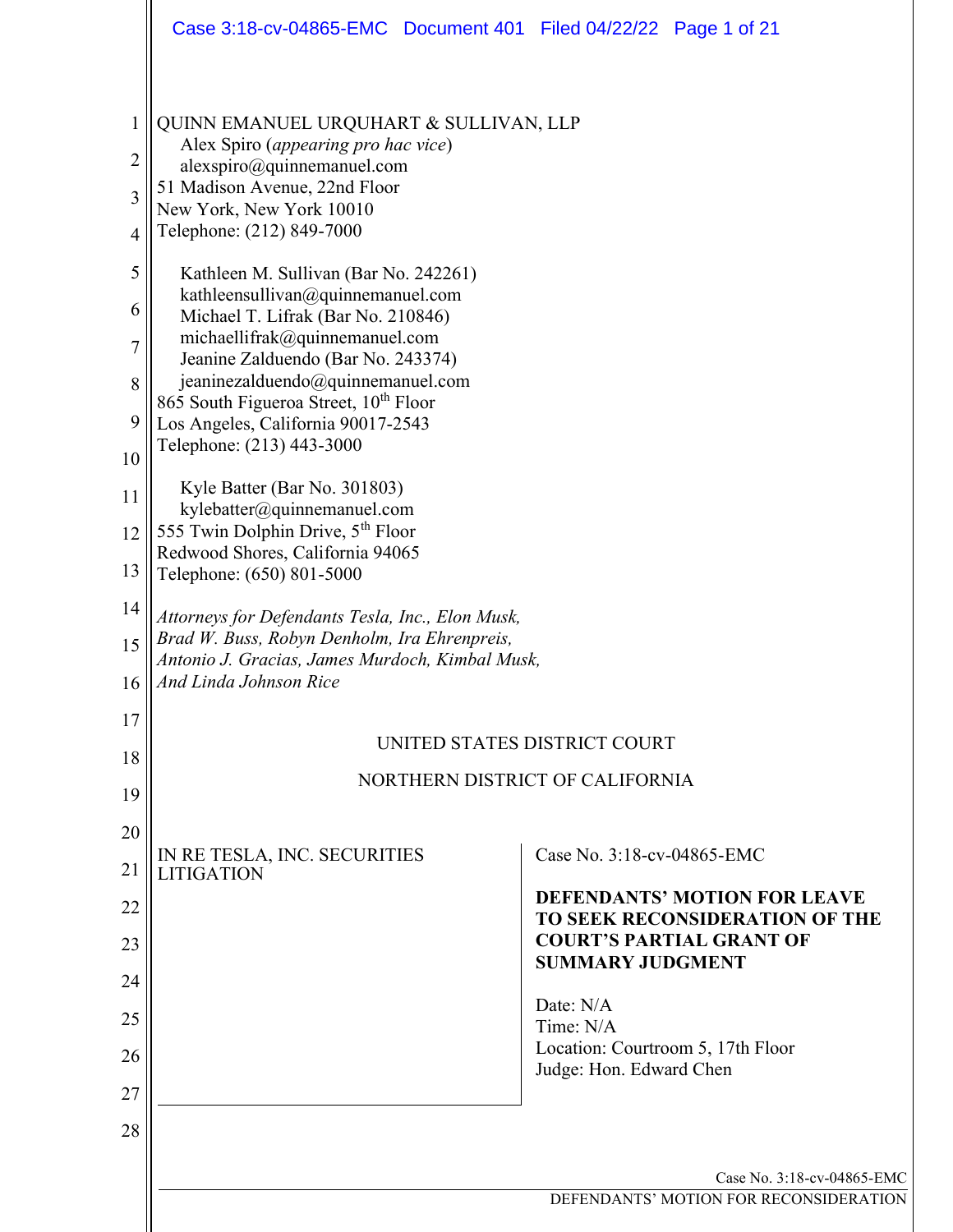QUINN EMANUEL URQUHART & SULLIVAN, LLP
Alex Spiro (*appearing pro hac vice*)
alexspiro@quinnemanuel.com
51 Madison Avenue, 22nd Floor
New York, New York 10010
Telephone: (212) 849-7000

Kathleen M. Sullivan (Bar No. 242261)
kathleensullivan@quinnemanuel.com
Michael T. Lifrak (Bar No. 210846)
michaellifrak@quinnemanuel.com
Jeanine Zalduendo (Bar No. 243374)
jeaninezalduendo@quinnemanuel.com
865 South Figueroa Street, 10th Floor
Los Angeles, California 90017-2543
Telephone: (213) 443-3000

Kyle Batter (Bar No. 301803)
kylebatter@quinnemanuel.com
555 Twin Dolphin Drive, 5th Floor
Redwood Shores, California 94065
Telephone: (650) 801-5000

*Attorneys for Defendants Tesla, Inc., Elon Musk, Brad W. Buss, Robyn Denholm, Ira Ehrenpreis, Antonio J. Gracias, James Murdoch, Kimbal Musk, And Linda Johnson Rice*

UNITED STATES DISTRICT COURT

NORTHERN DISTRICT OF CALIFORNIA

| | |
|---|---|
| IN RE TESLA, INC. SECURITIES LITIGATION | Case No. 3:18-cv-04865-EMC<br><br>**DEFENDANTS' MOTION FOR LEAVE TO SEEK RECONSIDERATION OF THE COURT'S PARTIAL GRANT OF SUMMARY JUDGMENT**<br><br>Date: N/A<br>Time: N/A<br>Location: Courtroom 5, 17th Floor<br>Judge: Hon. Edward Chen |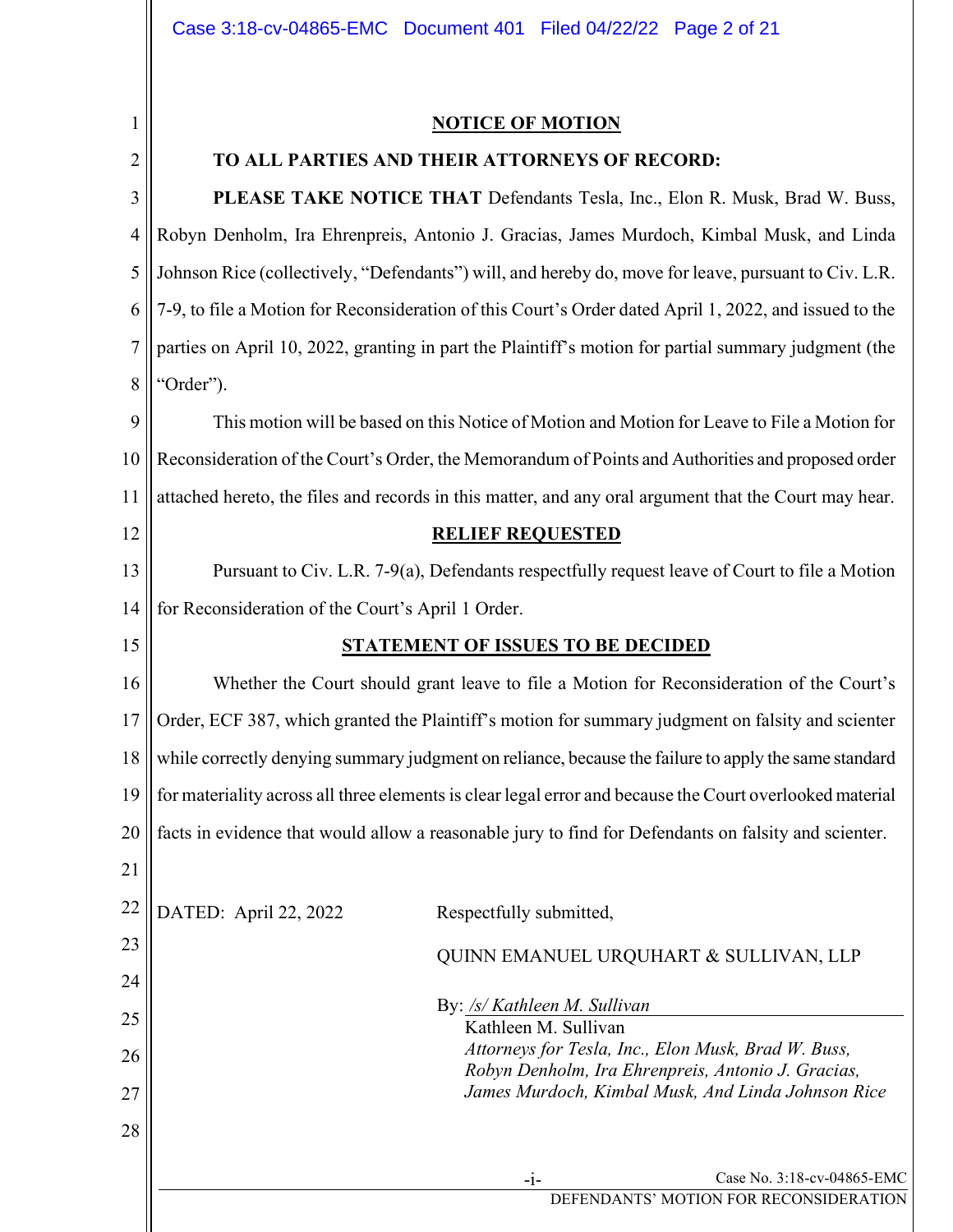## NOTICE OF MOTION

**TO ALL PARTIES AND THEIR ATTORNEYS OF RECORD:**

**PLEASE TAKE NOTICE THAT** Defendants Tesla, Inc., Elon R. Musk, Brad W. Buss, Robyn Denholm, Ira Ehrenpreis, Antonio J. Gracias, James Murdoch, Kimbal Musk, and Linda Johnson Rice (collectively, "Defendants") will, and hereby do, move for leave, pursuant to Civ. L.R. 7-9, to file a Motion for Reconsideration of this Court's Order dated April 1, 2022, and issued to the parties on April 10, 2022, granting in part the Plaintiff's motion for partial summary judgment (the "Order").

This motion will be based on this Notice of Motion and Motion for Leave to File a Motion for Reconsideration of the Court's Order, the Memorandum of Points and Authorities and proposed order attached hereto, the files and records in this matter, and any oral argument that the Court may hear.

## RELIEF REQUESTED

Pursuant to Civ. L.R. 7-9(a), Defendants respectfully request leave of Court to file a Motion for Reconsideration of the Court's April 1 Order.

## STATEMENT OF ISSUES TO BE DECIDED

Whether the Court should grant leave to file a Motion for Reconsideration of the Court's Order, ECF 387, which granted the Plaintiff's motion for summary judgment on falsity and scienter while correctly denying summary judgment on reliance, because the failure to apply the same standard for materiality across all three elements is clear legal error and because the Court overlooked material facts in evidence that would allow a reasonable jury to find for Defendants on falsity and scienter.

DATED: April 22, 2022

Respectfully submitted,

QUINN EMANUEL URQUHART & SULLIVAN, LLP

By: */s/ Kathleen M. Sullivan*
Kathleen M. Sullivan
*Attorneys for Tesla, Inc., Elon Musk, Brad W. Buss, Robyn Denholm, Ira Ehrenpreis, Antonio J. Gracias, James Murdoch, Kimbal Musk, And Linda Johnson Rice*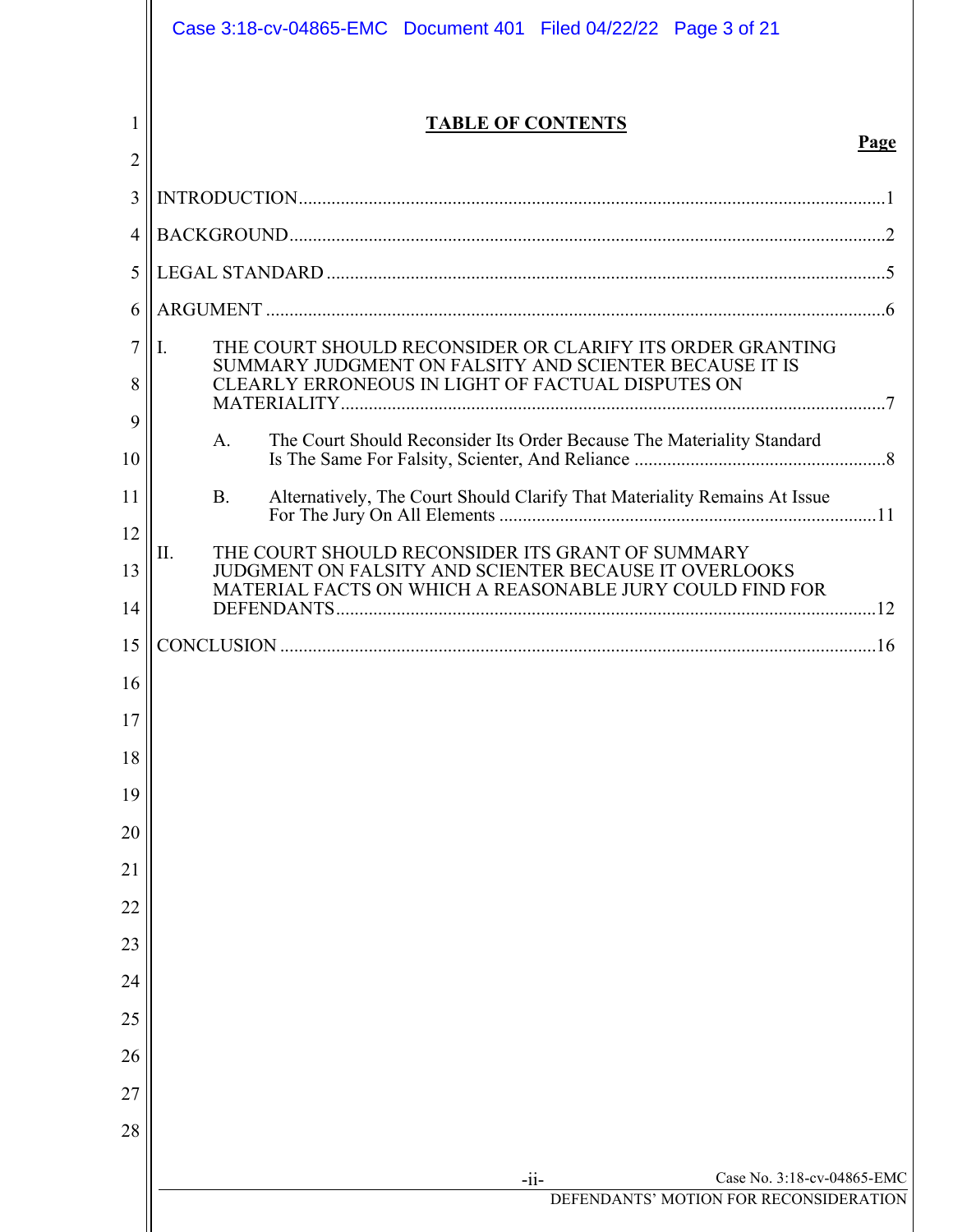# TABLE OF CONTENTS

**Page**

INTRODUCTION.....1

BACKGROUND.....2

LEGAL STANDARD.....5

ARGUMENT.....6

I. THE COURT SHOULD RECONSIDER OR CLARIFY ITS ORDER GRANTING SUMMARY JUDGMENT ON FALSITY AND SCIENTER BECAUSE IT IS CLEARLY ERRONEOUS IN LIGHT OF FACTUAL DISPUTES ON MATERIALITY.....7

  A. The Court Should Reconsider Its Order Because The Materiality Standard Is The Same For Falsity, Scienter, And Reliance.....8

  B. Alternatively, The Court Should Clarify That Materiality Remains At Issue For The Jury On All Elements.....11

II. THE COURT SHOULD RECONSIDER ITS GRANT OF SUMMARY JUDGMENT ON FALSITY AND SCIENTER BECAUSE IT OVERLOOKS MATERIAL FACTS ON WHICH A REASONABLE JURY COULD FIND FOR DEFENDANTS.....12

CONCLUSION.....16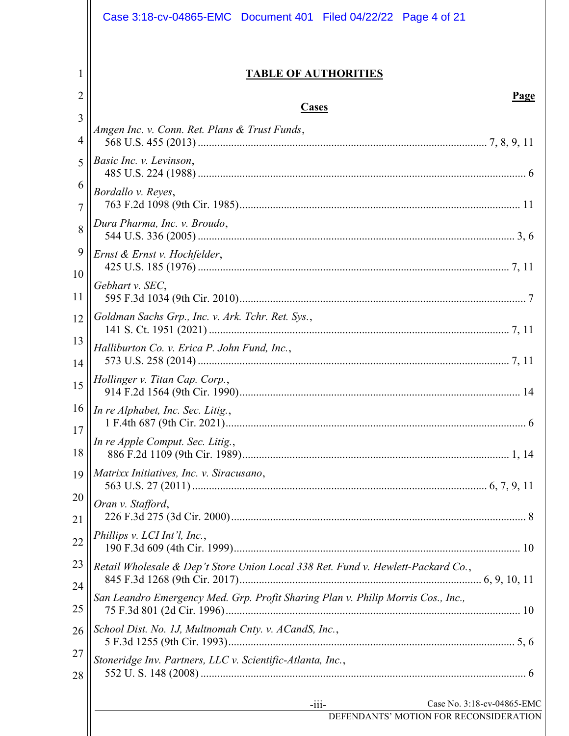## TABLE OF AUTHORITIES

**Page**

**Cases**

*Amgen Inc. v. Conn. Ret. Plans & Trust Funds*,
568 U.S. 455 (2013) ........................................................ 7, 8, 9, 11

*Basic Inc. v. Levinson*,
485 U.S. 224 (1988) ........................................................ 6

*Bordallo v. Reyes*,
763 F.2d 1098 (9th Cir. 1985) ........................................................ 11

*Dura Pharma, Inc. v. Broudo*,
544 U.S. 336 (2005) ........................................................ 3, 6

*Ernst & Ernst v. Hochfelder*,
425 U.S. 185 (1976) ........................................................ 7, 11

*Gebhart v. SEC*,
595 F.3d 1034 (9th Cir. 2010) ........................................................ 7

*Goldman Sachs Grp., Inc. v. Ark. Tchr. Ret. Sys.*,
141 S. Ct. 1951 (2021) ........................................................ 7, 11

*Halliburton Co. v. Erica P. John Fund, Inc.*,
573 U.S. 258 (2014) ........................................................ 7, 11

*Hollinger v. Titan Cap. Corp.*,
914 F.2d 1564 (9th Cir. 1990) ........................................................ 14

*In re Alphabet, Inc. Sec. Litig.*,
1 F.4th 687 (9th Cir. 2021) ........................................................ 6

*In re Apple Comput. Sec. Litig.*,
886 F.2d 1109 (9th Cir. 1989) ........................................................ 1, 14

*Matrixx Initiatives, Inc. v. Siracusano*,
563 U.S. 27 (2011) ........................................................ 6, 7, 9, 11

*Oran v. Stafford*,
226 F.3d 275 (3d Cir. 2000) ........................................................ 8

*Phillips v. LCI Int'l, Inc.*,
190 F.3d 609 (4th Cir. 1999) ........................................................ 10

*Retail Wholesale & Dep't Store Union Local 338 Ret. Fund v. Hewlett-Packard Co.*,
845 F.3d 1268 (9th Cir. 2017) ........................................................ 6, 9, 10, 11

*San Leandro Emergency Med. Grp. Profit Sharing Plan v. Philip Morris Cos., Inc.*,
75 F.3d 801 (2d Cir. 1996) ........................................................ 10

*School Dist. No. 1J, Multnomah Cnty. v. ACandS, Inc.*,
5 F.3d 1255 (9th Cir. 1993) ........................................................ 5, 6

*Stoneridge Inv. Partners, LLC v. Scientific-Atlanta, Inc.*,
552 U. S. 148 (2008) ........................................................ 6

DEFENDANTS' MOTION FOR RECONSIDERATION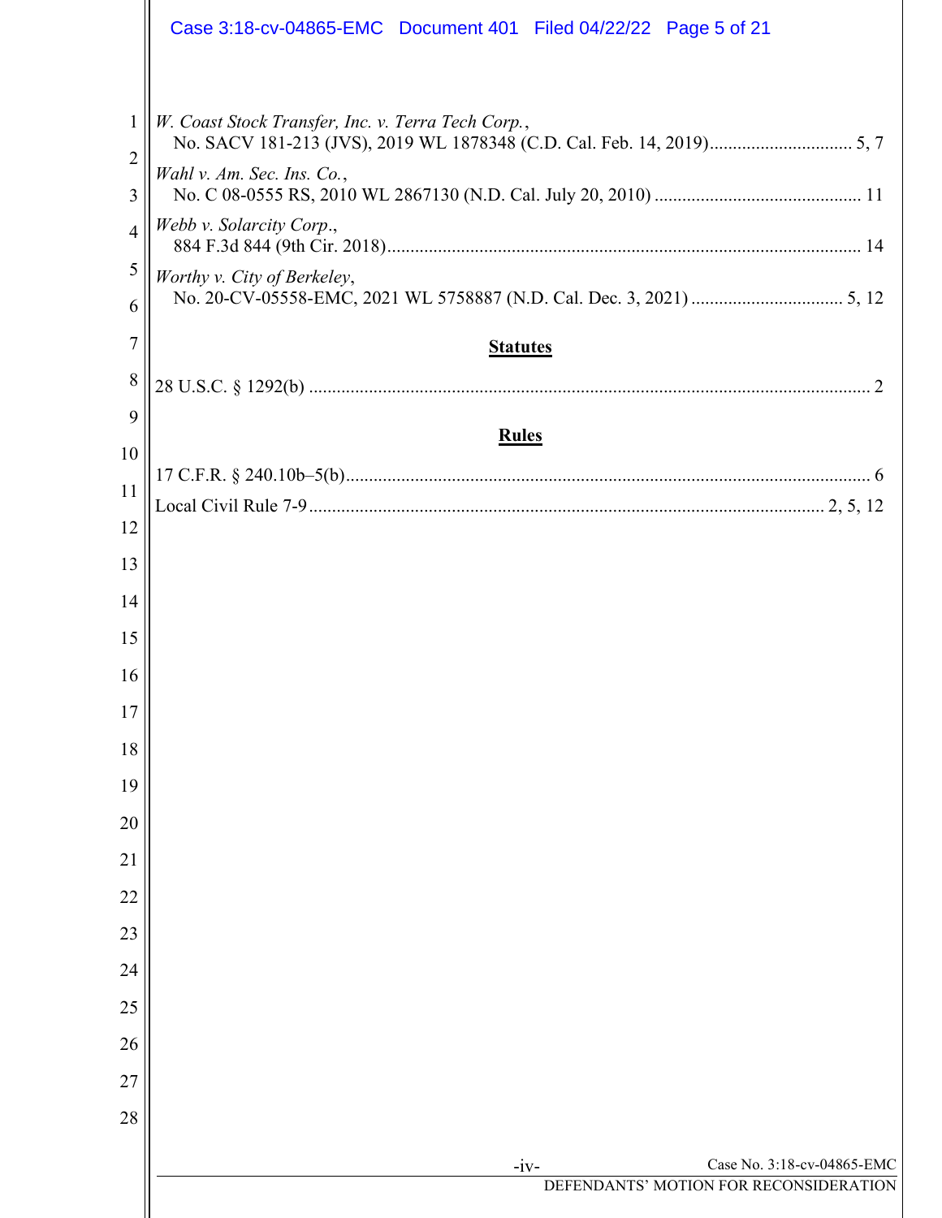*W. Coast Stock Transfer, Inc. v. Terra Tech Corp.*,
No. SACV 181-213 (JVS), 2019 WL 1878348 (C.D. Cal. Feb. 14, 2019)............................... 5, 7

*Wahl v. Am. Sec. Ins. Co.*,
No. C 08-0555 RS, 2010 WL 2867130 (N.D. Cal. July 20, 2010) ............................................. 11

*Webb v. Solarcity Corp.*,
884 F.3d 844 (9th Cir. 2018)...................................................................................................... 14

*Worthy v. City of Berkeley*,
No. 20-CV-05558-EMC, 2021 WL 5758887 (N.D. Cal. Dec. 3, 2021) ................................. 5, 12

## Statutes

28 U.S.C. § 1292(b) ........................................................................................................................ 2

## Rules

17 C.F.R. § 240.10b–5(b)................................................................................................................. 6

Local Civil Rule 7-9............................................................................................................... 2, 5, 12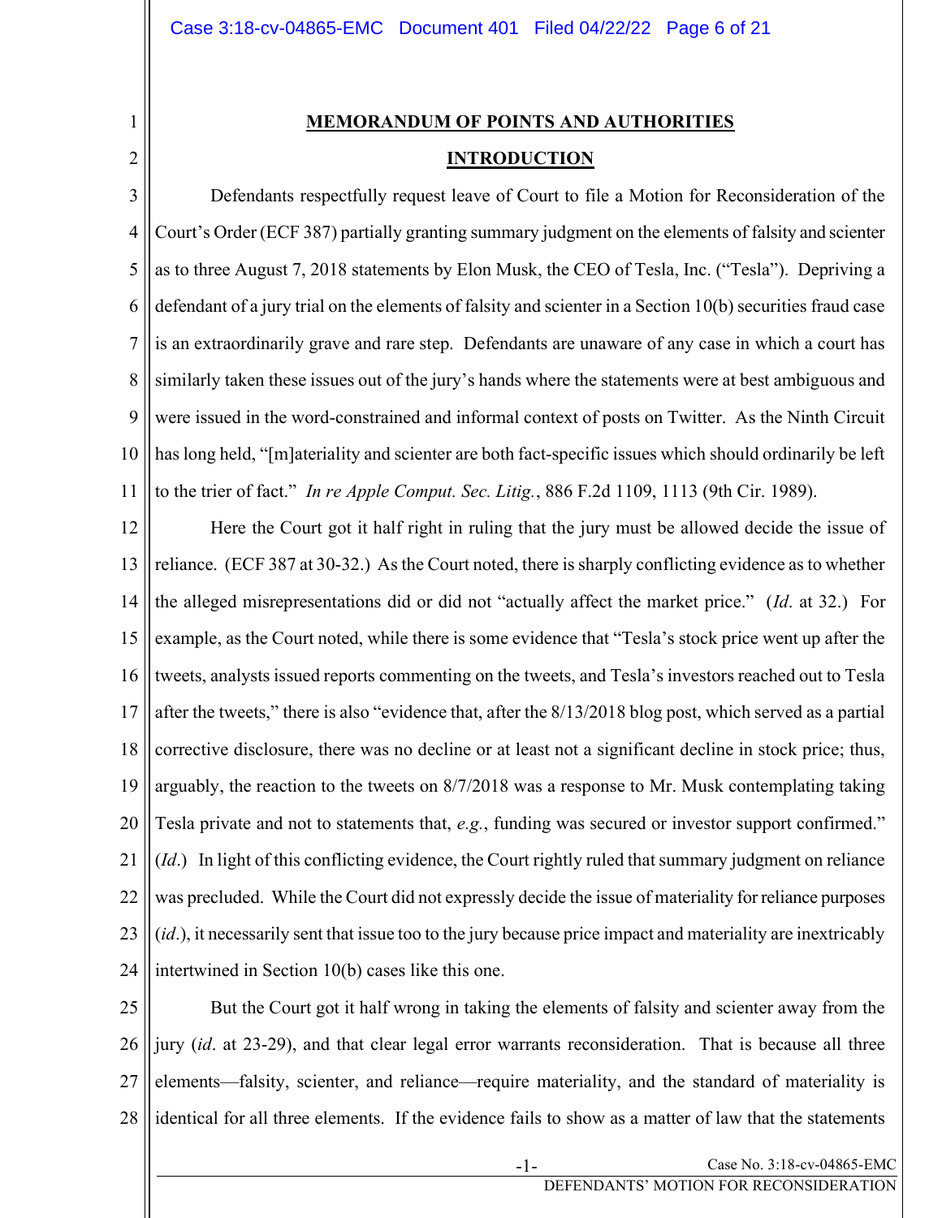## MEMORANDUM OF POINTS AND AUTHORITIES

## INTRODUCTION

Defendants respectfully request leave of Court to file a Motion for Reconsideration of the Court's Order (ECF 387) partially granting summary judgment on the elements of falsity and scienter as to three August 7, 2018 statements by Elon Musk, the CEO of Tesla, Inc. ("Tesla"). Depriving a defendant of a jury trial on the elements of falsity and scienter in a Section 10(b) securities fraud case is an extraordinarily grave and rare step. Defendants are unaware of any case in which a court has similarly taken these issues out of the jury's hands where the statements were at best ambiguous and were issued in the word-constrained and informal context of posts on Twitter. As the Ninth Circuit has long held, "[m]ateriality and scienter are both fact-specific issues which should ordinarily be left to the trier of fact." *In re Apple Comput. Sec. Litig.*, 886 F.2d 1109, 1113 (9th Cir. 1989).

Here the Court got it half right in ruling that the jury must be allowed decide the issue of reliance. (ECF 387 at 30-32.) As the Court noted, there is sharply conflicting evidence as to whether the alleged misrepresentations did or did not "actually affect the market price." (*Id*. at 32.) For example, as the Court noted, while there is some evidence that "Tesla's stock price went up after the tweets, analysts issued reports commenting on the tweets, and Tesla's investors reached out to Tesla after the tweets," there is also "evidence that, after the 8/13/2018 blog post, which served as a partial corrective disclosure, there was no decline or at least not a significant decline in stock price; thus, arguably, the reaction to the tweets on 8/7/2018 was a response to Mr. Musk contemplating taking Tesla private and not to statements that, *e.g.*, funding was secured or investor support confirmed." (*Id*.) In light of this conflicting evidence, the Court rightly ruled that summary judgment on reliance was precluded. While the Court did not expressly decide the issue of materiality for reliance purposes (*id*.), it necessarily sent that issue too to the jury because price impact and materiality are inextricably intertwined in Section 10(b) cases like this one.

But the Court got it half wrong in taking the elements of falsity and scienter away from the jury (*id*. at 23-29), and that clear legal error warrants reconsideration. That is because all three elements—falsity, scienter, and reliance—require materiality, and the standard of materiality is identical for all three elements. If the evidence fails to show as a matter of law that the statements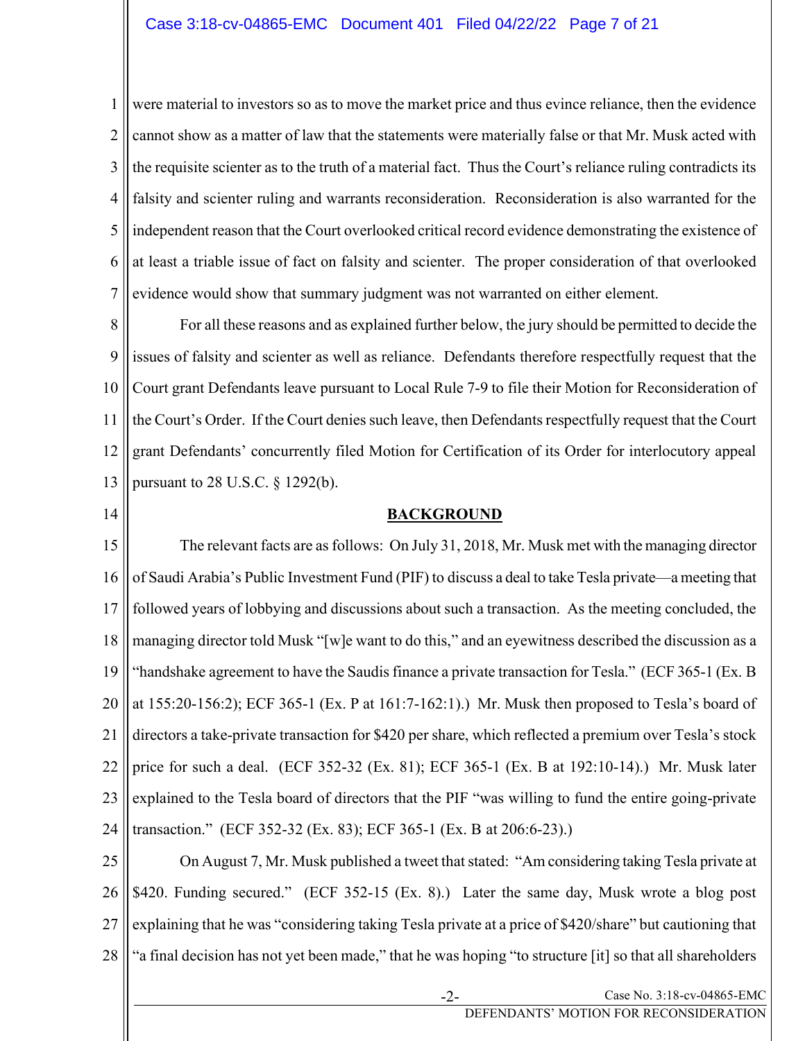were material to investors so as to move the market price and thus evince reliance, then the evidence cannot show as a matter of law that the statements were materially false or that Mr. Musk acted with the requisite scienter as to the truth of a material fact. Thus the Court's reliance ruling contradicts its falsity and scienter ruling and warrants reconsideration. Reconsideration is also warranted for the independent reason that the Court overlooked critical record evidence demonstrating the existence of at least a triable issue of fact on falsity and scienter. The proper consideration of that overlooked evidence would show that summary judgment was not warranted on either element.

For all these reasons and as explained further below, the jury should be permitted to decide the issues of falsity and scienter as well as reliance. Defendants therefore respectfully request that the Court grant Defendants leave pursuant to Local Rule 7-9 to file their Motion for Reconsideration of the Court's Order. If the Court denies such leave, then Defendants respectfully request that the Court grant Defendants' concurrently filed Motion for Certification of its Order for interlocutory appeal pursuant to 28 U.S.C. § 1292(b).

## BACKGROUND

The relevant facts are as follows: On July 31, 2018, Mr. Musk met with the managing director of Saudi Arabia's Public Investment Fund (PIF) to discuss a deal to take Tesla private—a meeting that followed years of lobbying and discussions about such a transaction. As the meeting concluded, the managing director told Musk "[w]e want to do this," and an eyewitness described the discussion as a "handshake agreement to have the Saudis finance a private transaction for Tesla." (ECF 365-1 (Ex. B at 155:20-156:2); ECF 365-1 (Ex. P at 161:7-162:1).) Mr. Musk then proposed to Tesla's board of directors a take-private transaction for $420 per share, which reflected a premium over Tesla's stock price for such a deal. (ECF 352-32 (Ex. 81); ECF 365-1 (Ex. B at 192:10-14).) Mr. Musk later explained to the Tesla board of directors that the PIF "was willing to fund the entire going-private transaction." (ECF 352-32 (Ex. 83); ECF 365-1 (Ex. B at 206:6-23).)

On August 7, Mr. Musk published a tweet that stated: "Am considering taking Tesla private at $420. Funding secured." (ECF 352-15 (Ex. 8).) Later the same day, Musk wrote a blog post explaining that he was "considering taking Tesla private at a price of $420/share" but cautioning that "a final decision has not yet been made," that he was hoping "to structure [it] so that all shareholders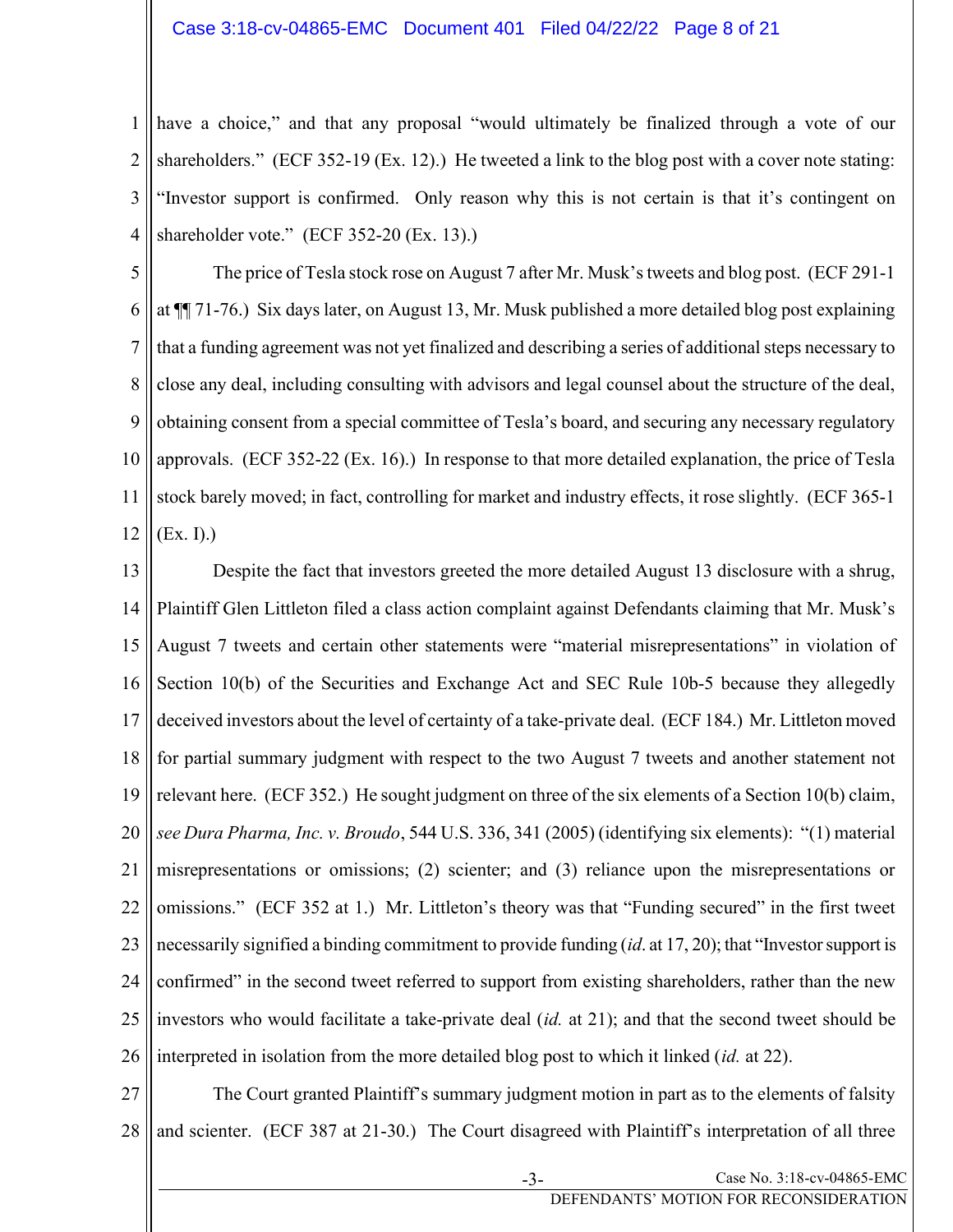have a choice," and that any proposal "would ultimately be finalized through a vote of our shareholders." (ECF 352-19 (Ex. 12).) He tweeted a link to the blog post with a cover note stating: "Investor support is confirmed. Only reason why this is not certain is that it's contingent on shareholder vote." (ECF 352-20 (Ex. 13).)

The price of Tesla stock rose on August 7 after Mr. Musk's tweets and blog post. (ECF 291-1 at ¶¶ 71-76.) Six days later, on August 13, Mr. Musk published a more detailed blog post explaining that a funding agreement was not yet finalized and describing a series of additional steps necessary to close any deal, including consulting with advisors and legal counsel about the structure of the deal, obtaining consent from a special committee of Tesla's board, and securing any necessary regulatory approvals. (ECF 352-22 (Ex. 16).) In response to that more detailed explanation, the price of Tesla stock barely moved; in fact, controlling for market and industry effects, it rose slightly. (ECF 365-1 (Ex. I).)

Despite the fact that investors greeted the more detailed August 13 disclosure with a shrug, Plaintiff Glen Littleton filed a class action complaint against Defendants claiming that Mr. Musk's August 7 tweets and certain other statements were "material misrepresentations" in violation of Section 10(b) of the Securities and Exchange Act and SEC Rule 10b-5 because they allegedly deceived investors about the level of certainty of a take-private deal. (ECF 184.) Mr. Littleton moved for partial summary judgment with respect to the two August 7 tweets and another statement not relevant here. (ECF 352.) He sought judgment on three of the six elements of a Section 10(b) claim, *see Dura Pharma, Inc. v. Broudo*, 544 U.S. 336, 341 (2005) (identifying six elements): "(1) material misrepresentations or omissions; (2) scienter; and (3) reliance upon the misrepresentations or omissions." (ECF 352 at 1.) Mr. Littleton's theory was that "Funding secured" in the first tweet necessarily signified a binding commitment to provide funding (*id.* at 17, 20); that "Investor support is confirmed" in the second tweet referred to support from existing shareholders, rather than the new investors who would facilitate a take-private deal (*id.* at 21); and that the second tweet should be interpreted in isolation from the more detailed blog post to which it linked (*id.* at 22).

The Court granted Plaintiff's summary judgment motion in part as to the elements of falsity and scienter. (ECF 387 at 21-30.) The Court disagreed with Plaintiff's interpretation of all three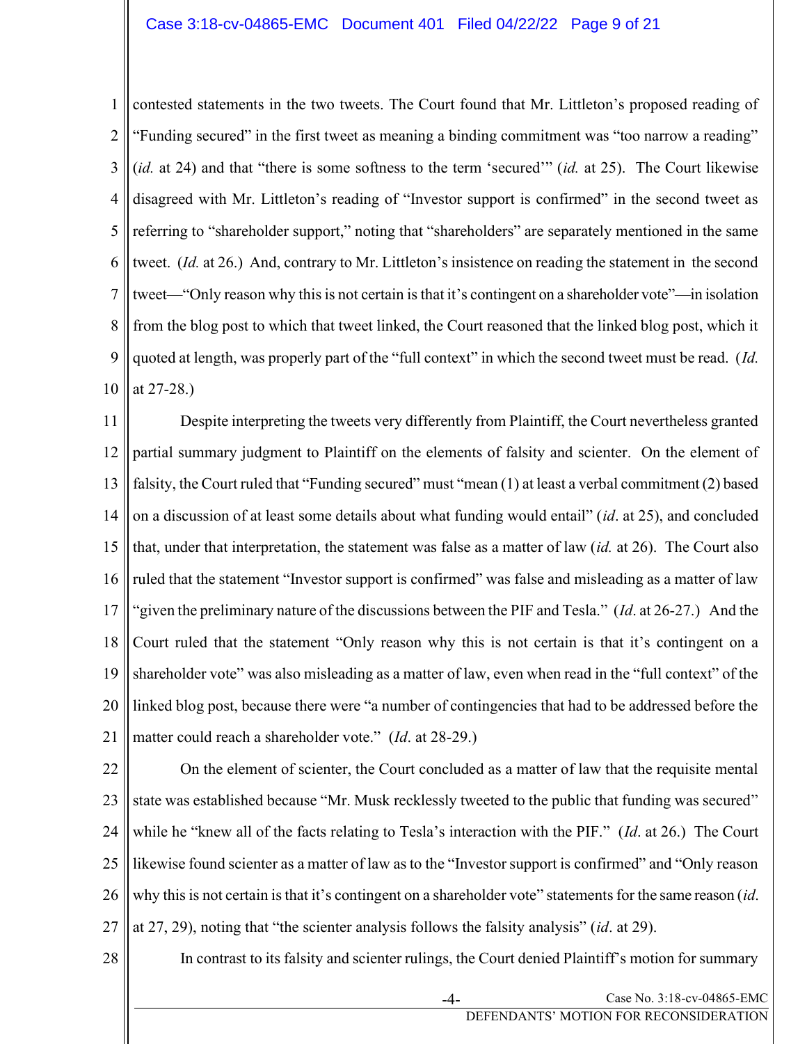contested statements in the two tweets. The Court found that Mr. Littleton's proposed reading of "Funding secured" in the first tweet as meaning a binding commitment was "too narrow a reading" (*id.* at 24) and that "there is some softness to the term 'secured'" (*id.* at 25). The Court likewise disagreed with Mr. Littleton's reading of "Investor support is confirmed" in the second tweet as referring to "shareholder support," noting that "shareholders" are separately mentioned in the same tweet. (*Id.* at 26.) And, contrary to Mr. Littleton's insistence on reading the statement in the second tweet—"Only reason why this is not certain is that it's contingent on a shareholder vote"—in isolation from the blog post to which that tweet linked, the Court reasoned that the linked blog post, which it quoted at length, was properly part of the "full context" in which the second tweet must be read. (*Id.* at 27-28.)

Despite interpreting the tweets very differently from Plaintiff, the Court nevertheless granted partial summary judgment to Plaintiff on the elements of falsity and scienter. On the element of falsity, the Court ruled that "Funding secured" must "mean (1) at least a verbal commitment (2) based on a discussion of at least some details about what funding would entail" (*id*. at 25), and concluded that, under that interpretation, the statement was false as a matter of law (*id.* at 26). The Court also ruled that the statement "Investor support is confirmed" was false and misleading as a matter of law "given the preliminary nature of the discussions between the PIF and Tesla." (*Id*. at 26-27.) And the Court ruled that the statement "Only reason why this is not certain is that it's contingent on a shareholder vote" was also misleading as a matter of law, even when read in the "full context" of the linked blog post, because there were "a number of contingencies that had to be addressed before the matter could reach a shareholder vote." (*Id*. at 28-29.)

On the element of scienter, the Court concluded as a matter of law that the requisite mental state was established because "Mr. Musk recklessly tweeted to the public that funding was secured" while he "knew all of the facts relating to Tesla's interaction with the PIF." (*Id*. at 26.) The Court likewise found scienter as a matter of law as to the "Investor support is confirmed" and "Only reason why this is not certain is that it's contingent on a shareholder vote" statements for the same reason (*id*. at 27, 29), noting that "the scienter analysis follows the falsity analysis" (*id*. at 29).

In contrast to its falsity and scienter rulings, the Court denied Plaintiff's motion for summary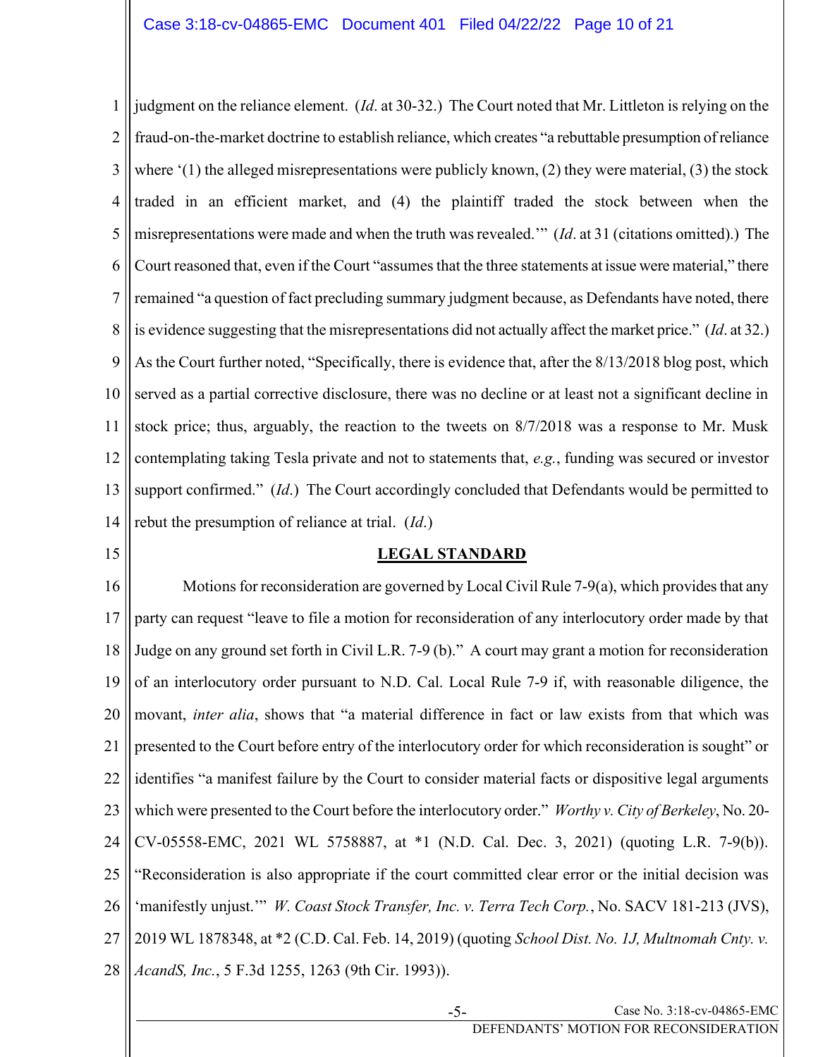judgment on the reliance element. (*Id*. at 30-32.) The Court noted that Mr. Littleton is relying on the fraud-on-the-market doctrine to establish reliance, which creates "a rebuttable presumption of reliance where '(1) the alleged misrepresentations were publicly known, (2) they were material, (3) the stock traded in an efficient market, and (4) the plaintiff traded the stock between when the misrepresentations were made and when the truth was revealed.'" (*Id*. at 31 (citations omitted).) The Court reasoned that, even if the Court "assumes that the three statements at issue were material," there remained "a question of fact precluding summary judgment because, as Defendants have noted, there is evidence suggesting that the misrepresentations did not actually affect the market price." (*Id*. at 32.) As the Court further noted, "Specifically, there is evidence that, after the 8/13/2018 blog post, which served as a partial corrective disclosure, there was no decline or at least not a significant decline in stock price; thus, arguably, the reaction to the tweets on 8/7/2018 was a response to Mr. Musk contemplating taking Tesla private and not to statements that, *e.g.*, funding was secured or investor support confirmed." (*Id*.) The Court accordingly concluded that Defendants would be permitted to rebut the presumption of reliance at trial. (*Id*.)

## LEGAL STANDARD

Motions for reconsideration are governed by Local Civil Rule 7-9(a), which provides that any party can request "leave to file a motion for reconsideration of any interlocutory order made by that Judge on any ground set forth in Civil L.R. 7-9 (b)." A court may grant a motion for reconsideration of an interlocutory order pursuant to N.D. Cal. Local Rule 7-9 if, with reasonable diligence, the movant, *inter alia*, shows that "a material difference in fact or law exists from that which was presented to the Court before entry of the interlocutory order for which reconsideration is sought" or identifies "a manifest failure by the Court to consider material facts or dispositive legal arguments which were presented to the Court before the interlocutory order." *Worthy v. City of Berkeley*, No. 20-CV-05558-EMC, 2021 WL 5758887, at *1 (N.D. Cal. Dec. 3, 2021) (quoting L.R. 7-9(b)). "Reconsideration is also appropriate if the court committed clear error or the initial decision was 'manifestly unjust.'" *W. Coast Stock Transfer, Inc. v. Terra Tech Corp.*, No. SACV 181-213 (JVS), 2019 WL 1878348, at *2 (C.D. Cal. Feb. 14, 2019) (quoting *School Dist. No. 1J, Multnomah Cnty. v. AcandS, Inc.*, 5 F.3d 1255, 1263 (9th Cir. 1993)).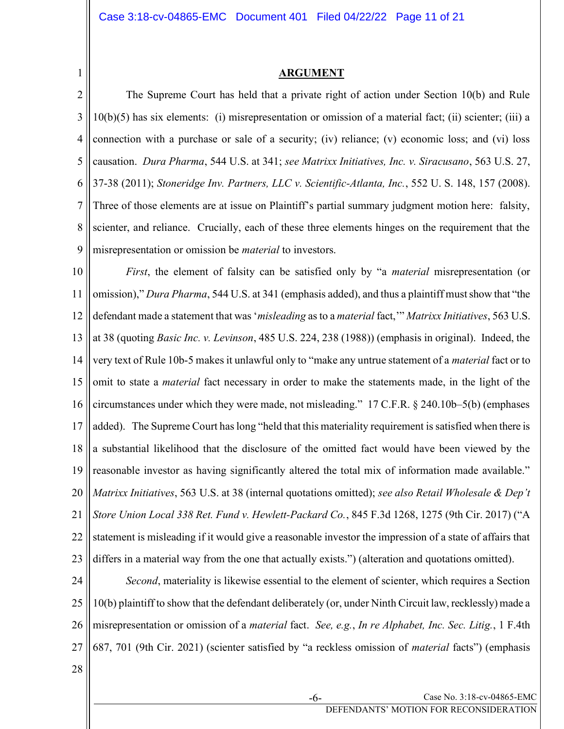## ARGUMENT

The Supreme Court has held that a private right of action under Section 10(b) and Rule 10(b)(5) has six elements: (i) misrepresentation or omission of a material fact; (ii) scienter; (iii) a connection with a purchase or sale of a security; (iv) reliance; (v) economic loss; and (vi) loss causation. *Dura Pharma*, 544 U.S. at 341; *see Matrixx Initiatives, Inc. v. Siracusano*, 563 U.S. 27, 37-38 (2011); *Stoneridge Inv. Partners, LLC v. Scientific-Atlanta, Inc.*, 552 U. S. 148, 157 (2008). Three of those elements are at issue on Plaintiff's partial summary judgment motion here: falsity, scienter, and reliance. Crucially, each of these three elements hinges on the requirement that the misrepresentation or omission be *material* to investors.

*First*, the element of falsity can be satisfied only by "a *material* misrepresentation (or omission)," *Dura Pharma*, 544 U.S. at 341 (emphasis added), and thus a plaintiff must show that "the defendant made a statement that was '*misleading* as to a *material* fact,'" *Matrixx Initiatives*, 563 U.S. at 38 (quoting *Basic Inc. v. Levinson*, 485 U.S. 224, 238 (1988)) (emphasis in original). Indeed, the very text of Rule 10b-5 makes it unlawful only to "make any untrue statement of a *material* fact or to omit to state a *material* fact necessary in order to make the statements made, in the light of the circumstances under which they were made, not misleading." 17 C.F.R. § 240.10b–5(b) (emphases added). The Supreme Court has long "held that this materiality requirement is satisfied when there is a substantial likelihood that the disclosure of the omitted fact would have been viewed by the reasonable investor as having significantly altered the total mix of information made available." *Matrixx Initiatives*, 563 U.S. at 38 (internal quotations omitted); *see also Retail Wholesale & Dep't Store Union Local 338 Ret. Fund v. Hewlett-Packard Co.*, 845 F.3d 1268, 1275 (9th Cir. 2017) ("A statement is misleading if it would give a reasonable investor the impression of a state of affairs that differs in a material way from the one that actually exists.") (alteration and quotations omitted).

*Second*, materiality is likewise essential to the element of scienter, which requires a Section 10(b) plaintiff to show that the defendant deliberately (or, under Ninth Circuit law, recklessly) made a misrepresentation or omission of a *material* fact. *See, e.g.*, *In re Alphabet, Inc. Sec. Litig.*, 1 F.4th 687, 701 (9th Cir. 2021) (scienter satisfied by "a reckless omission of *material* facts") (emphasis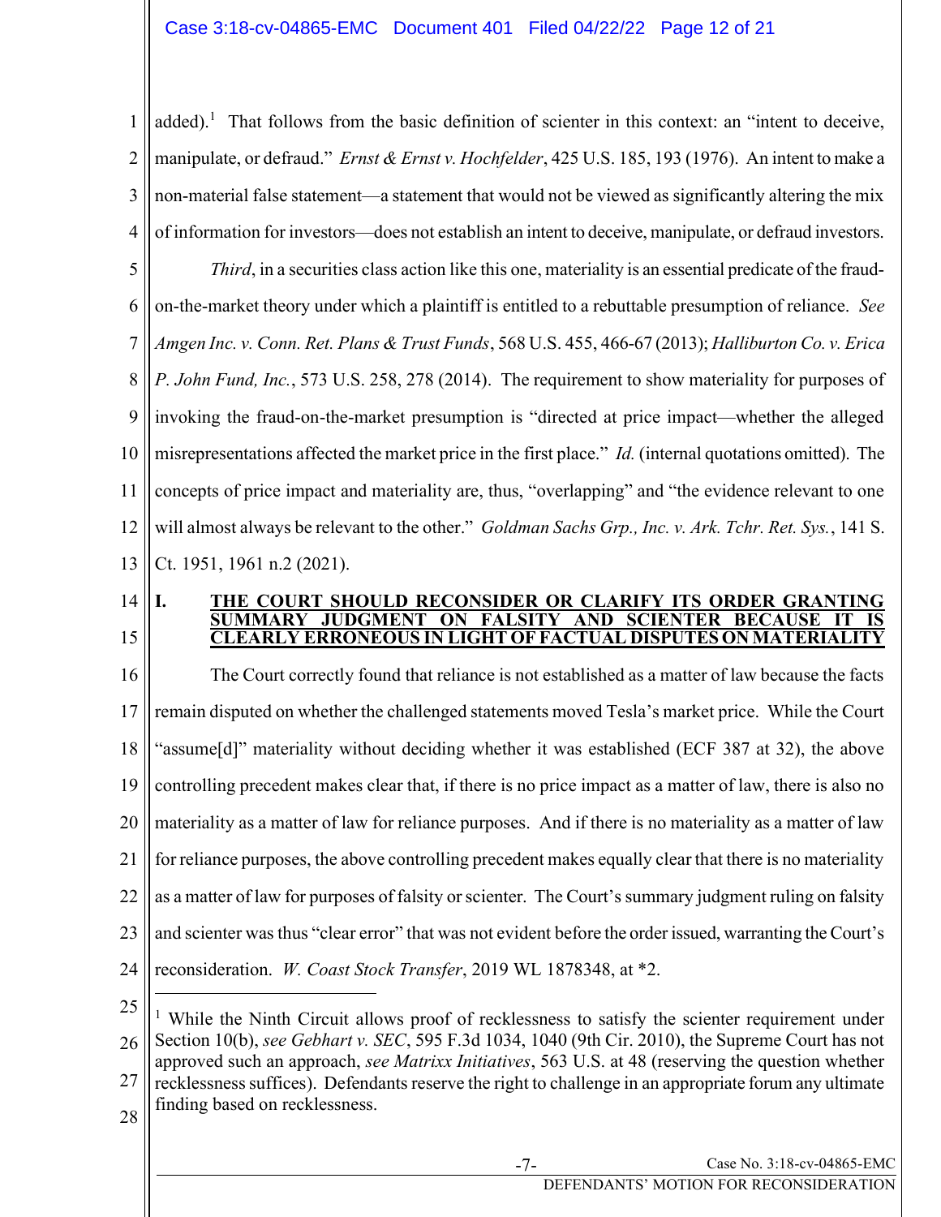added).[1] That follows from the basic definition of scienter in this context: an "intent to deceive, manipulate, or defraud." *Ernst & Ernst v. Hochfelder*, 425 U.S. 185, 193 (1976). An intent to make a non-material false statement—a statement that would not be viewed as significantly altering the mix of information for investors—does not establish an intent to deceive, manipulate, or defraud investors.

*Third*, in a securities class action like this one, materiality is an essential predicate of the fraud-on-the-market theory under which a plaintiff is entitled to a rebuttable presumption of reliance. *See Amgen Inc. v. Conn. Ret. Plans & Trust Funds*, 568 U.S. 455, 466-67 (2013); *Halliburton Co. v. Erica P. John Fund, Inc.*, 573 U.S. 258, 278 (2014). The requirement to show materiality for purposes of invoking the fraud-on-the-market presumption is "directed at price impact—whether the alleged misrepresentations affected the market price in the first place." *Id.* (internal quotations omitted). The concepts of price impact and materiality are, thus, "overlapping" and "the evidence relevant to one will almost always be relevant to the other." *Goldman Sachs Grp., Inc. v. Ark. Tchr. Ret. Sys.*, 141 S. Ct. 1951, 1961 n.2 (2021).

## I. THE COURT SHOULD RECONSIDER OR CLARIFY ITS ORDER GRANTING SUMMARY JUDGMENT ON FALSITY AND SCIENTER BECAUSE IT IS CLEARLY ERRONEOUS IN LIGHT OF FACTUAL DISPUTES ON MATERIALITY

The Court correctly found that reliance is not established as a matter of law because the facts remain disputed on whether the challenged statements moved Tesla's market price. While the Court "assume[d]" materiality without deciding whether it was established (ECF 387 at 32), the above controlling precedent makes clear that, if there is no price impact as a matter of law, there is also no materiality as a matter of law for reliance purposes. And if there is no materiality as a matter of law for reliance purposes, the above controlling precedent makes equally clear that there is no materiality as a matter of law for purposes of falsity or scienter. The Court's summary judgment ruling on falsity and scienter was thus "clear error" that was not evident before the order issued, warranting the Court's reconsideration. *W. Coast Stock Transfer*, 2019 WL 1878348, at *2.

---

[1] While the Ninth Circuit allows proof of recklessness to satisfy the scienter requirement under Section 10(b), *see Gebhart v. SEC*, 595 F.3d 1034, 1040 (9th Cir. 2010), the Supreme Court has not approved such an approach, *see Matrixx Initiatives*, 563 U.S. at 48 (reserving the question whether recklessness suffices). Defendants reserve the right to challenge in an appropriate forum any ultimate finding based on recklessness.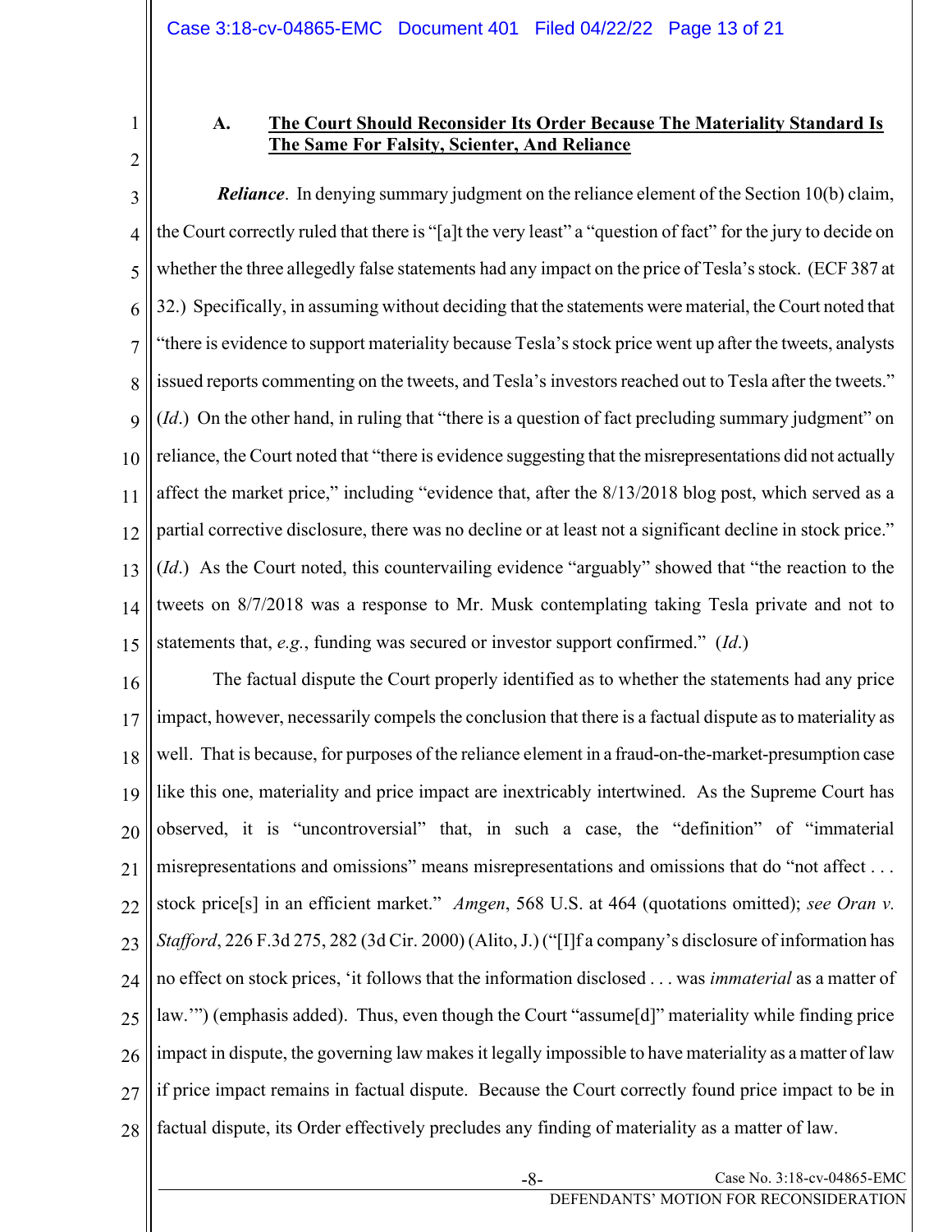### A. The Court Should Reconsider Its Order Because The Materiality Standard Is The Same For Falsity, Scienter, And Reliance

***Reliance***. In denying summary judgment on the reliance element of the Section 10(b) claim, the Court correctly ruled that there is "[a]t the very least" a "question of fact" for the jury to decide on whether the three allegedly false statements had any impact on the price of Tesla's stock. (ECF 387 at 32.) Specifically, in assuming without deciding that the statements were material, the Court noted that "there is evidence to support materiality because Tesla's stock price went up after the tweets, analysts issued reports commenting on the tweets, and Tesla's investors reached out to Tesla after the tweets." (*Id*.) On the other hand, in ruling that "there is a question of fact precluding summary judgment" on reliance, the Court noted that "there is evidence suggesting that the misrepresentations did not actually affect the market price," including "evidence that, after the 8/13/2018 blog post, which served as a partial corrective disclosure, there was no decline or at least not a significant decline in stock price." (*Id*.) As the Court noted, this countervailing evidence "arguably" showed that "the reaction to the tweets on 8/7/2018 was a response to Mr. Musk contemplating taking Tesla private and not to statements that, *e.g.*, funding was secured or investor support confirmed." (*Id*.)

The factual dispute the Court properly identified as to whether the statements had any price impact, however, necessarily compels the conclusion that there is a factual dispute as to materiality as well. That is because, for purposes of the reliance element in a fraud-on-the-market-presumption case like this one, materiality and price impact are inextricably intertwined. As the Supreme Court has observed, it is "uncontroversial" that, in such a case, the "definition" of "immaterial misrepresentations and omissions" means misrepresentations and omissions that do "not affect . . . stock price[s] in an efficient market." *Amgen*, 568 U.S. at 464 (quotations omitted); *see Oran v. Stafford*, 226 F.3d 275, 282 (3d Cir. 2000) (Alito, J.) ("[I]f a company's disclosure of information has no effect on stock prices, 'it follows that the information disclosed . . . was *immaterial* as a matter of law.'") (emphasis added). Thus, even though the Court "assume[d]" materiality while finding price impact in dispute, the governing law makes it legally impossible to have materiality as a matter of law if price impact remains in factual dispute. Because the Court correctly found price impact to be in factual dispute, its Order effectively precludes any finding of materiality as a matter of law.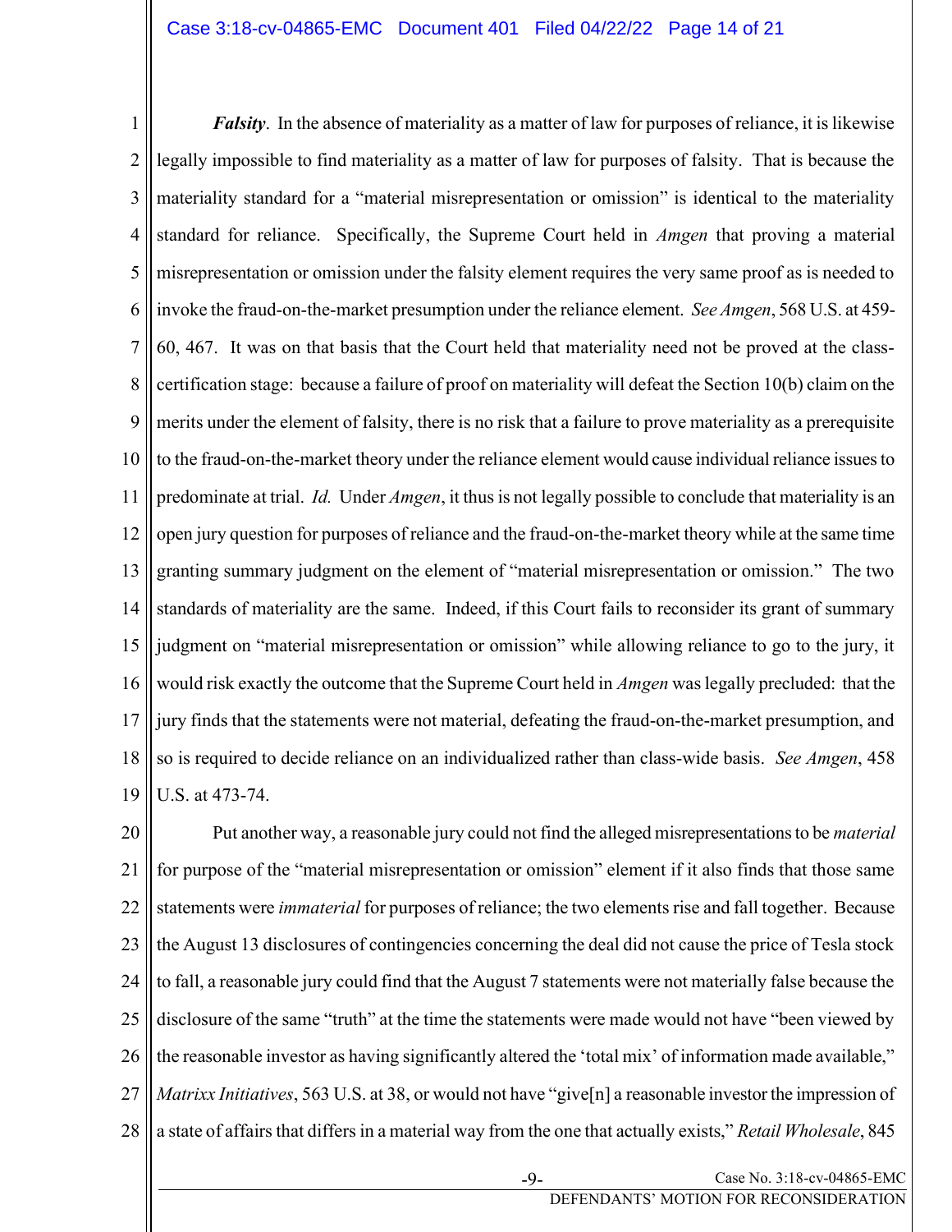***Falsity***. In the absence of materiality as a matter of law for purposes of reliance, it is likewise legally impossible to find materiality as a matter of law for purposes of falsity. That is because the materiality standard for a "material misrepresentation or omission" is identical to the materiality standard for reliance. Specifically, the Supreme Court held in *Amgen* that proving a material misrepresentation or omission under the falsity element requires the very same proof as is needed to invoke the fraud-on-the-market presumption under the reliance element. *See Amgen*, 568 U.S. at 459-60, 467. It was on that basis that the Court held that materiality need not be proved at the class-certification stage: because a failure of proof on materiality will defeat the Section 10(b) claim on the merits under the element of falsity, there is no risk that a failure to prove materiality as a prerequisite to the fraud-on-the-market theory under the reliance element would cause individual reliance issues to predominate at trial. *Id.* Under *Amgen*, it thus is not legally possible to conclude that materiality is an open jury question for purposes of reliance and the fraud-on-the-market theory while at the same time granting summary judgment on the element of "material misrepresentation or omission." The two standards of materiality are the same. Indeed, if this Court fails to reconsider its grant of summary judgment on "material misrepresentation or omission" while allowing reliance to go to the jury, it would risk exactly the outcome that the Supreme Court held in *Amgen* was legally precluded: that the jury finds that the statements were not material, defeating the fraud-on-the-market presumption, and so is required to decide reliance on an individualized rather than class-wide basis. *See Amgen*, 458 U.S. at 473-74.

Put another way, a reasonable jury could not find the alleged misrepresentations to be *material* for purpose of the "material misrepresentation or omission" element if it also finds that those same statements were *immaterial* for purposes of reliance; the two elements rise and fall together. Because the August 13 disclosures of contingencies concerning the deal did not cause the price of Tesla stock to fall, a reasonable jury could find that the August 7 statements were not materially false because the disclosure of the same "truth" at the time the statements were made would not have "been viewed by the reasonable investor as having significantly altered the 'total mix' of information made available," *Matrixx Initiatives*, 563 U.S. at 38, or would not have "give[n] a reasonable investor the impression of a state of affairs that differs in a material way from the one that actually exists," *Retail Wholesale*, 845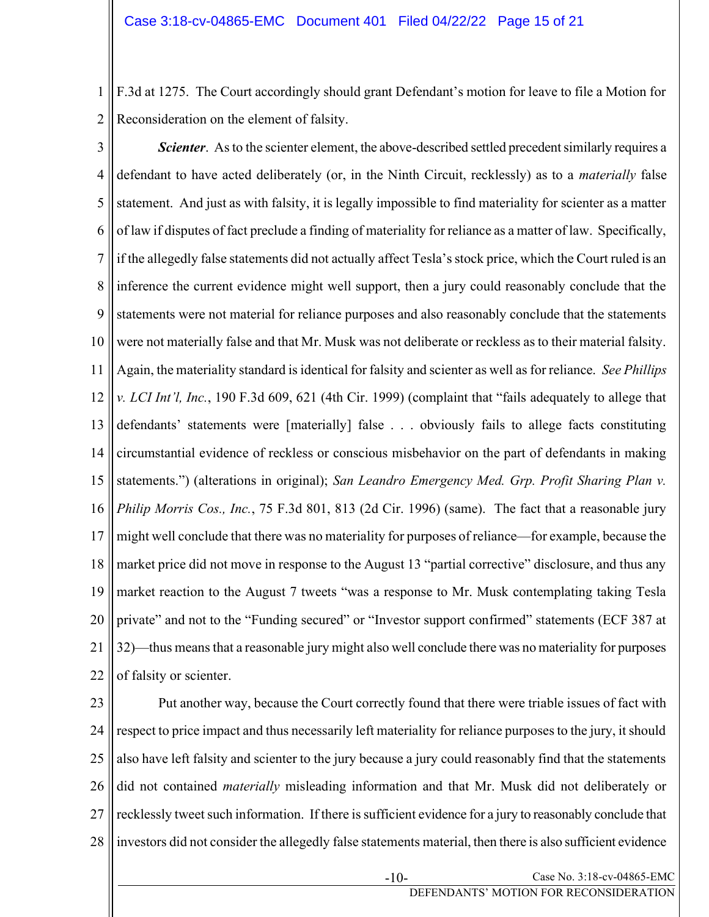F.3d at 1275. The Court accordingly should grant Defendant's motion for leave to file a Motion for Reconsideration on the element of falsity.

***Scienter***. As to the scienter element, the above-described settled precedent similarly requires a defendant to have acted deliberately (or, in the Ninth Circuit, recklessly) as to a *materially* false statement. And just as with falsity, it is legally impossible to find materiality for scienter as a matter of law if disputes of fact preclude a finding of materiality for reliance as a matter of law. Specifically, if the allegedly false statements did not actually affect Tesla's stock price, which the Court ruled is an inference the current evidence might well support, then a jury could reasonably conclude that the statements were not material for reliance purposes and also reasonably conclude that the statements were not materially false and that Mr. Musk was not deliberate or reckless as to their material falsity. Again, the materiality standard is identical for falsity and scienter as well as for reliance. *See Phillips v. LCI Int'l, Inc.*, 190 F.3d 609, 621 (4th Cir. 1999) (complaint that "fails adequately to allege that defendants' statements were [materially] false . . . obviously fails to allege facts constituting circumstantial evidence of reckless or conscious misbehavior on the part of defendants in making statements.") (alterations in original); *San Leandro Emergency Med. Grp. Profit Sharing Plan v. Philip Morris Cos., Inc.*, 75 F.3d 801, 813 (2d Cir. 1996) (same). The fact that a reasonable jury might well conclude that there was no materiality for purposes of reliance—for example, because the market price did not move in response to the August 13 "partial corrective" disclosure, and thus any market reaction to the August 7 tweets "was a response to Mr. Musk contemplating taking Tesla private" and not to the "Funding secured" or "Investor support confirmed" statements (ECF 387 at 32)—thus means that a reasonable jury might also well conclude there was no materiality for purposes of falsity or scienter.

Put another way, because the Court correctly found that there were triable issues of fact with respect to price impact and thus necessarily left materiality for reliance purposes to the jury, it should also have left falsity and scienter to the jury because a jury could reasonably find that the statements did not contained *materially* misleading information and that Mr. Musk did not deliberately or recklessly tweet such information. If there is sufficient evidence for a jury to reasonably conclude that investors did not consider the allegedly false statements material, then there is also sufficient evidence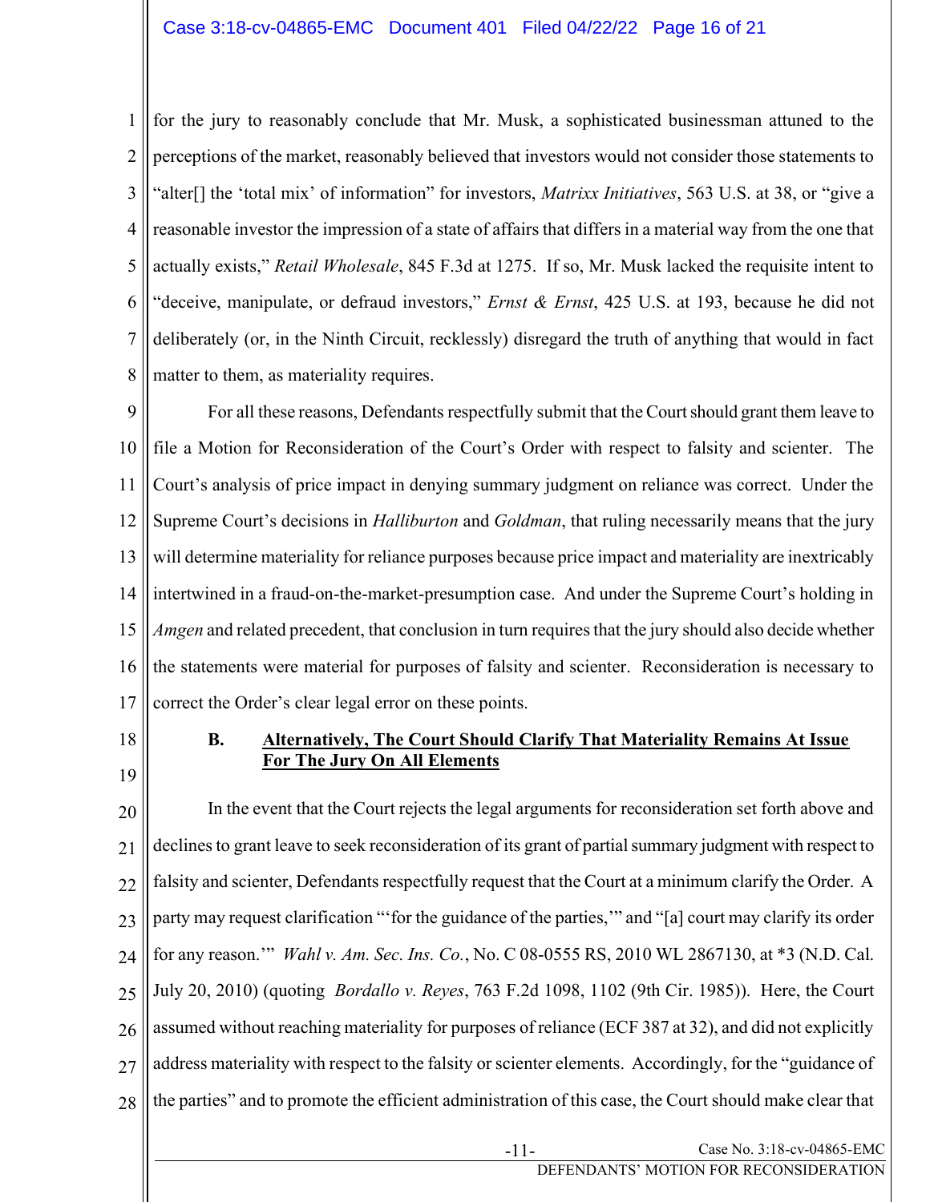for the jury to reasonably conclude that Mr. Musk, a sophisticated businessman attuned to the perceptions of the market, reasonably believed that investors would not consider those statements to "alter[] the 'total mix' of information" for investors, *Matrixx Initiatives*, 563 U.S. at 38, or "give a reasonable investor the impression of a state of affairs that differs in a material way from the one that actually exists," *Retail Wholesale*, 845 F.3d at 1275. If so, Mr. Musk lacked the requisite intent to "deceive, manipulate, or defraud investors," *Ernst & Ernst*, 425 U.S. at 193, because he did not deliberately (or, in the Ninth Circuit, recklessly) disregard the truth of anything that would in fact matter to them, as materiality requires.

For all these reasons, Defendants respectfully submit that the Court should grant them leave to file a Motion for Reconsideration of the Court's Order with respect to falsity and scienter. The Court's analysis of price impact in denying summary judgment on reliance was correct. Under the Supreme Court's decisions in *Halliburton* and *Goldman*, that ruling necessarily means that the jury will determine materiality for reliance purposes because price impact and materiality are inextricably intertwined in a fraud-on-the-market-presumption case. And under the Supreme Court's holding in *Amgen* and related precedent, that conclusion in turn requires that the jury should also decide whether the statements were material for purposes of falsity and scienter. Reconsideration is necessary to correct the Order's clear legal error on these points.

### B. Alternatively, The Court Should Clarify That Materiality Remains At Issue For The Jury On All Elements

In the event that the Court rejects the legal arguments for reconsideration set forth above and declines to grant leave to seek reconsideration of its grant of partial summary judgment with respect to falsity and scienter, Defendants respectfully request that the Court at a minimum clarify the Order. A party may request clarification "'for the guidance of the parties,'" and "[a] court may clarify its order for any reason.'" *Wahl v. Am. Sec. Ins. Co.*, No. C 08-0555 RS, 2010 WL 2867130, at *3 (N.D. Cal. July 20, 2010) (quoting *Bordallo v. Reyes*, 763 F.2d 1098, 1102 (9th Cir. 1985)). Here, the Court assumed without reaching materiality for purposes of reliance (ECF 387 at 32), and did not explicitly address materiality with respect to the falsity or scienter elements. Accordingly, for the "guidance of the parties" and to promote the efficient administration of this case, the Court should make clear that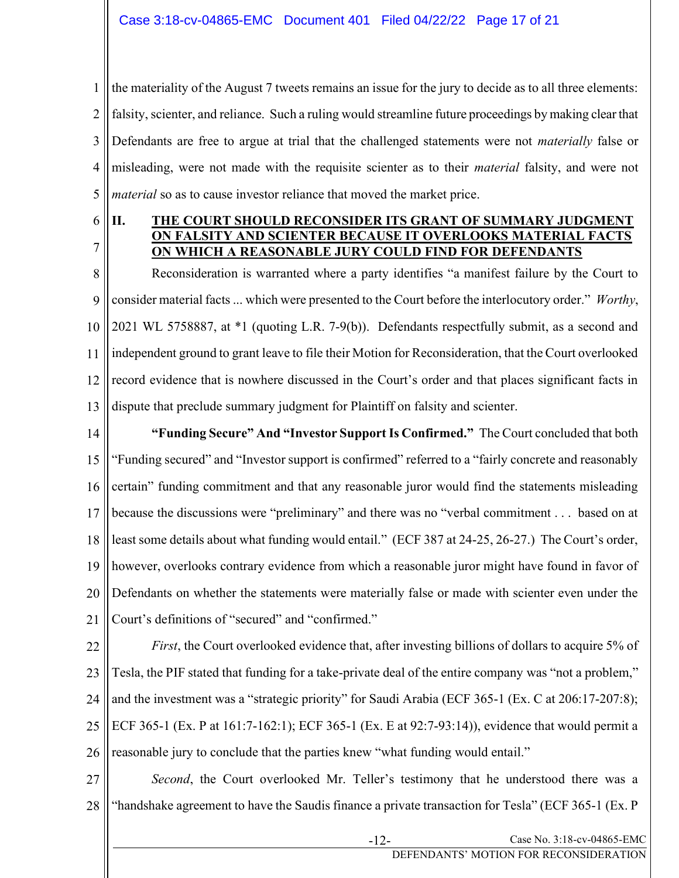the materiality of the August 7 tweets remains an issue for the jury to decide as to all three elements: falsity, scienter, and reliance. Such a ruling would streamline future proceedings by making clear that Defendants are free to argue at trial that the challenged statements were not *materially* false or misleading, were not made with the requisite scienter as to their *material* falsity, and were not *material* so as to cause investor reliance that moved the market price.

## II. THE COURT SHOULD RECONSIDER ITS GRANT OF SUMMARY JUDGMENT ON FALSITY AND SCIENTER BECAUSE IT OVERLOOKS MATERIAL FACTS ON WHICH A REASONABLE JURY COULD FIND FOR DEFENDANTS

Reconsideration is warranted where a party identifies "a manifest failure by the Court to consider material facts ... which were presented to the Court before the interlocutory order." *Worthy*, 2021 WL 5758887, at *1 (quoting L.R. 7-9(b)). Defendants respectfully submit, as a second and independent ground to grant leave to file their Motion for Reconsideration, that the Court overlooked record evidence that is nowhere discussed in the Court's order and that places significant facts in dispute that preclude summary judgment for Plaintiff on falsity and scienter.

**"Funding Secure" And "Investor Support Is Confirmed."** The Court concluded that both "Funding secured" and "Investor support is confirmed" referred to a "fairly concrete and reasonably certain" funding commitment and that any reasonable juror would find the statements misleading because the discussions were "preliminary" and there was no "verbal commitment . . . based on at least some details about what funding would entail." (ECF 387 at 24-25, 26-27.) The Court's order, however, overlooks contrary evidence from which a reasonable juror might have found in favor of Defendants on whether the statements were materially false or made with scienter even under the Court's definitions of "secured" and "confirmed."

*First*, the Court overlooked evidence that, after investing billions of dollars to acquire 5% of Tesla, the PIF stated that funding for a take-private deal of the entire company was "not a problem," and the investment was a "strategic priority" for Saudi Arabia (ECF 365-1 (Ex. C at 206:17-207:8); ECF 365-1 (Ex. P at 161:7-162:1); ECF 365-1 (Ex. E at 92:7-93:14)), evidence that would permit a reasonable jury to conclude that the parties knew "what funding would entail."

*Second*, the Court overlooked Mr. Teller's testimony that he understood there was a "handshake agreement to have the Saudis finance a private transaction for Tesla" (ECF 365-1 (Ex. P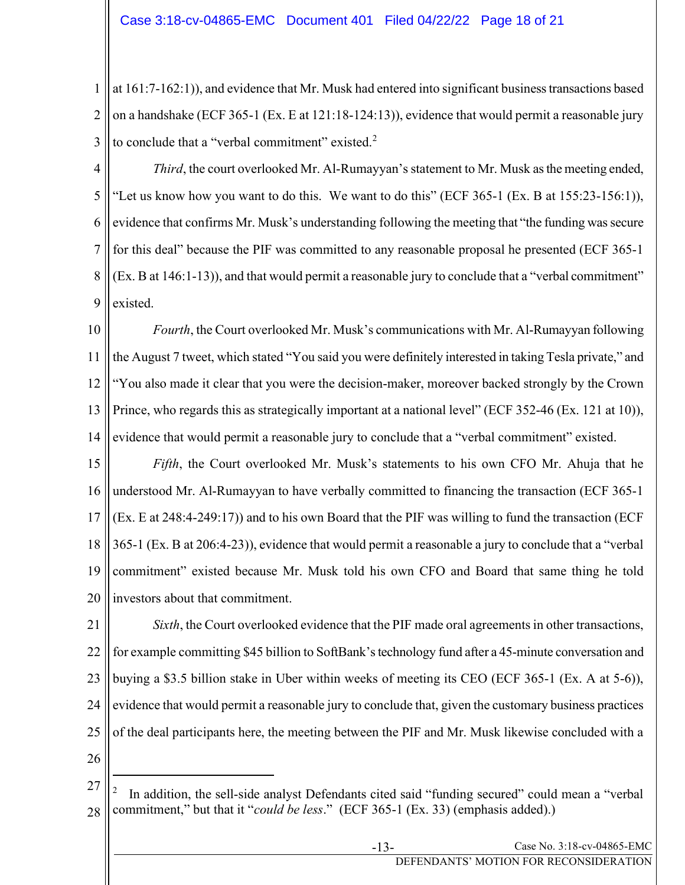at 161:7-162:1)), and evidence that Mr. Musk had entered into significant business transactions based on a handshake (ECF 365-1 (Ex. E at 121:18-124:13)), evidence that would permit a reasonable jury to conclude that a "verbal commitment" existed.[2]

*Third*, the court overlooked Mr. Al-Rumayyan's statement to Mr. Musk as the meeting ended, "Let us know how you want to do this. We want to do this" (ECF 365-1 (Ex. B at 155:23-156:1)), evidence that confirms Mr. Musk's understanding following the meeting that "the funding was secure for this deal" because the PIF was committed to any reasonable proposal he presented (ECF 365-1 (Ex. B at 146:1-13)), and that would permit a reasonable jury to conclude that a "verbal commitment" existed.

*Fourth*, the Court overlooked Mr. Musk's communications with Mr. Al-Rumayyan following the August 7 tweet, which stated "You said you were definitely interested in taking Tesla private," and "You also made it clear that you were the decision-maker, moreover backed strongly by the Crown Prince, who regards this as strategically important at a national level" (ECF 352-46 (Ex. 121 at 10)), evidence that would permit a reasonable jury to conclude that a "verbal commitment" existed.

*Fifth*, the Court overlooked Mr. Musk's statements to his own CFO Mr. Ahuja that he understood Mr. Al-Rumayyan to have verbally committed to financing the transaction (ECF 365-1 (Ex. E at 248:4-249:17)) and to his own Board that the PIF was willing to fund the transaction (ECF 365-1 (Ex. B at 206:4-23)), evidence that would permit a reasonable a jury to conclude that a "verbal commitment" existed because Mr. Musk told his own CFO and Board that same thing he told investors about that commitment.

*Sixth*, the Court overlooked evidence that the PIF made oral agreements in other transactions, for example committing $45 billion to SoftBank's technology fund after a 45-minute conversation and buying a $3.5 billion stake in Uber within weeks of meeting its CEO (ECF 365-1 (Ex. A at 5-6)), evidence that would permit a reasonable jury to conclude that, given the customary business practices of the deal participants here, the meeting between the PIF and Mr. Musk likewise concluded with a

---

[2] In addition, the sell-side analyst Defendants cited said "funding secured" could mean a "verbal commitment," but that it "*could be less*." (ECF 365-1 (Ex. 33) (emphasis added).)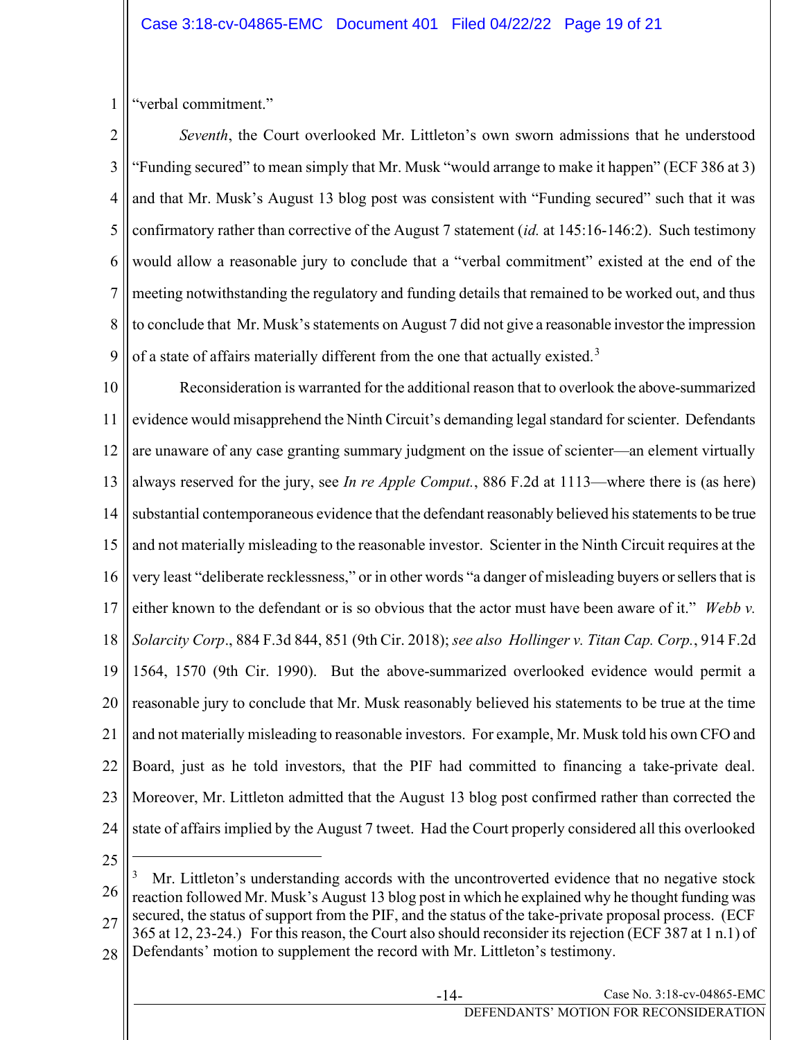"verbal commitment."

*Seventh*, the Court overlooked Mr. Littleton's own sworn admissions that he understood "Funding secured" to mean simply that Mr. Musk "would arrange to make it happen" (ECF 386 at 3) and that Mr. Musk's August 13 blog post was consistent with "Funding secured" such that it was confirmatory rather than corrective of the August 7 statement (*id.* at 145:16-146:2). Such testimony would allow a reasonable jury to conclude that a "verbal commitment" existed at the end of the meeting notwithstanding the regulatory and funding details that remained to be worked out, and thus to conclude that Mr. Musk's statements on August 7 did not give a reasonable investor the impression of a state of affairs materially different from the one that actually existed.[3]

Reconsideration is warranted for the additional reason that to overlook the above-summarized evidence would misapprehend the Ninth Circuit's demanding legal standard for scienter. Defendants are unaware of any case granting summary judgment on the issue of scienter—an element virtually always reserved for the jury, see *In re Apple Comput.*, 886 F.2d at 1113—where there is (as here) substantial contemporaneous evidence that the defendant reasonably believed his statements to be true and not materially misleading to the reasonable investor. Scienter in the Ninth Circuit requires at the very least "deliberate recklessness," or in other words "a danger of misleading buyers or sellers that is either known to the defendant or is so obvious that the actor must have been aware of it." *Webb v. Solarcity Corp*., 884 F.3d 844, 851 (9th Cir. 2018); *see also Hollinger v. Titan Cap. Corp.*, 914 F.2d 1564, 1570 (9th Cir. 1990). But the above-summarized overlooked evidence would permit a reasonable jury to conclude that Mr. Musk reasonably believed his statements to be true at the time and not materially misleading to reasonable investors. For example, Mr. Musk told his own CFO and Board, just as he told investors, that the PIF had committed to financing a take-private deal. Moreover, Mr. Littleton admitted that the August 13 blog post confirmed rather than corrected the state of affairs implied by the August 7 tweet. Had the Court properly considered all this overlooked

---

[3] Mr. Littleton's understanding accords with the uncontroverted evidence that no negative stock reaction followed Mr. Musk's August 13 blog post in which he explained why he thought funding was secured, the status of support from the PIF, and the status of the take-private proposal process. (ECF 365 at 12, 23-24.) For this reason, the Court also should reconsider its rejection (ECF 387 at 1 n.1) of Defendants' motion to supplement the record with Mr. Littleton's testimony.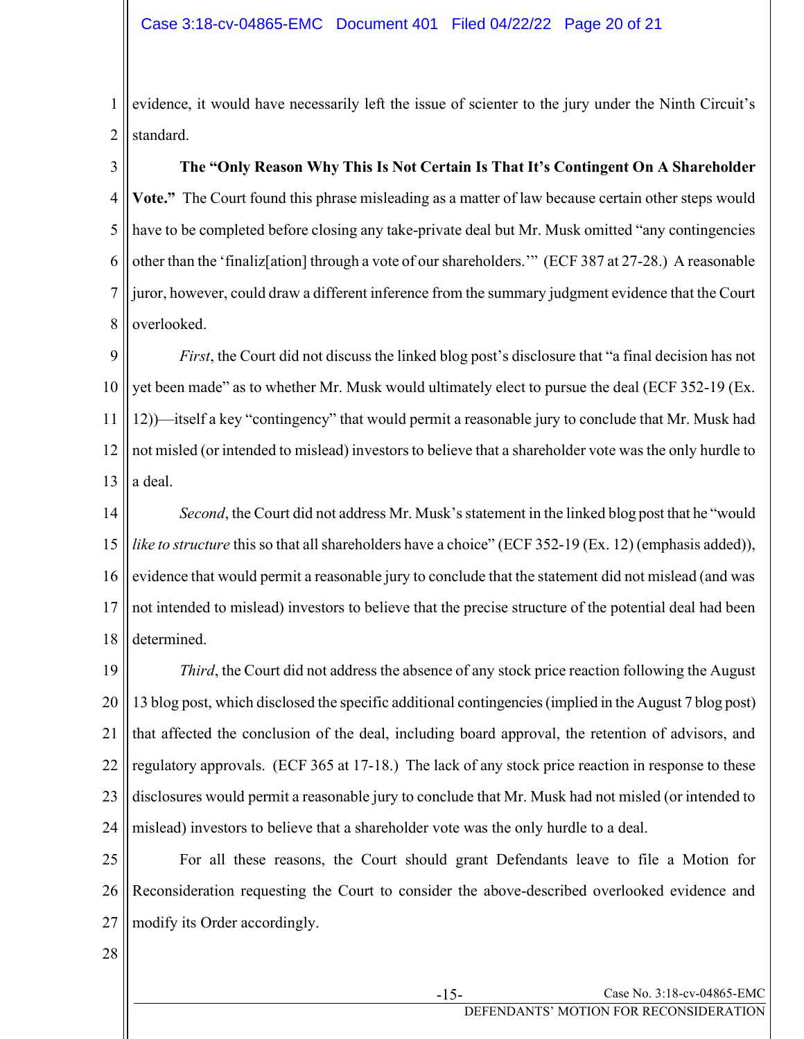evidence, it would have necessarily left the issue of scienter to the jury under the Ninth Circuit's standard.

**The "Only Reason Why This Is Not Certain Is That It's Contingent On A Shareholder Vote."** The Court found this phrase misleading as a matter of law because certain other steps would have to be completed before closing any take-private deal but Mr. Musk omitted "any contingencies other than the 'finaliz[ation] through a vote of our shareholders.'" (ECF 387 at 27-28.) A reasonable juror, however, could draw a different inference from the summary judgment evidence that the Court overlooked.

*First*, the Court did not discuss the linked blog post's disclosure that "a final decision has not yet been made" as to whether Mr. Musk would ultimately elect to pursue the deal (ECF 352-19 (Ex. 12))—itself a key "contingency" that would permit a reasonable jury to conclude that Mr. Musk had not misled (or intended to mislead) investors to believe that a shareholder vote was the only hurdle to a deal.

*Second*, the Court did not address Mr. Musk's statement in the linked blog post that he "would *like to structure* this so that all shareholders have a choice" (ECF 352-19 (Ex. 12) (emphasis added)), evidence that would permit a reasonable jury to conclude that the statement did not mislead (and was not intended to mislead) investors to believe that the precise structure of the potential deal had been determined.

*Third*, the Court did not address the absence of any stock price reaction following the August 13 blog post, which disclosed the specific additional contingencies (implied in the August 7 blog post) that affected the conclusion of the deal, including board approval, the retention of advisors, and regulatory approvals. (ECF 365 at 17-18.) The lack of any stock price reaction in response to these disclosures would permit a reasonable jury to conclude that Mr. Musk had not misled (or intended to mislead) investors to believe that a shareholder vote was the only hurdle to a deal.

For all these reasons, the Court should grant Defendants leave to file a Motion for Reconsideration requesting the Court to consider the above-described overlooked evidence and modify its Order accordingly.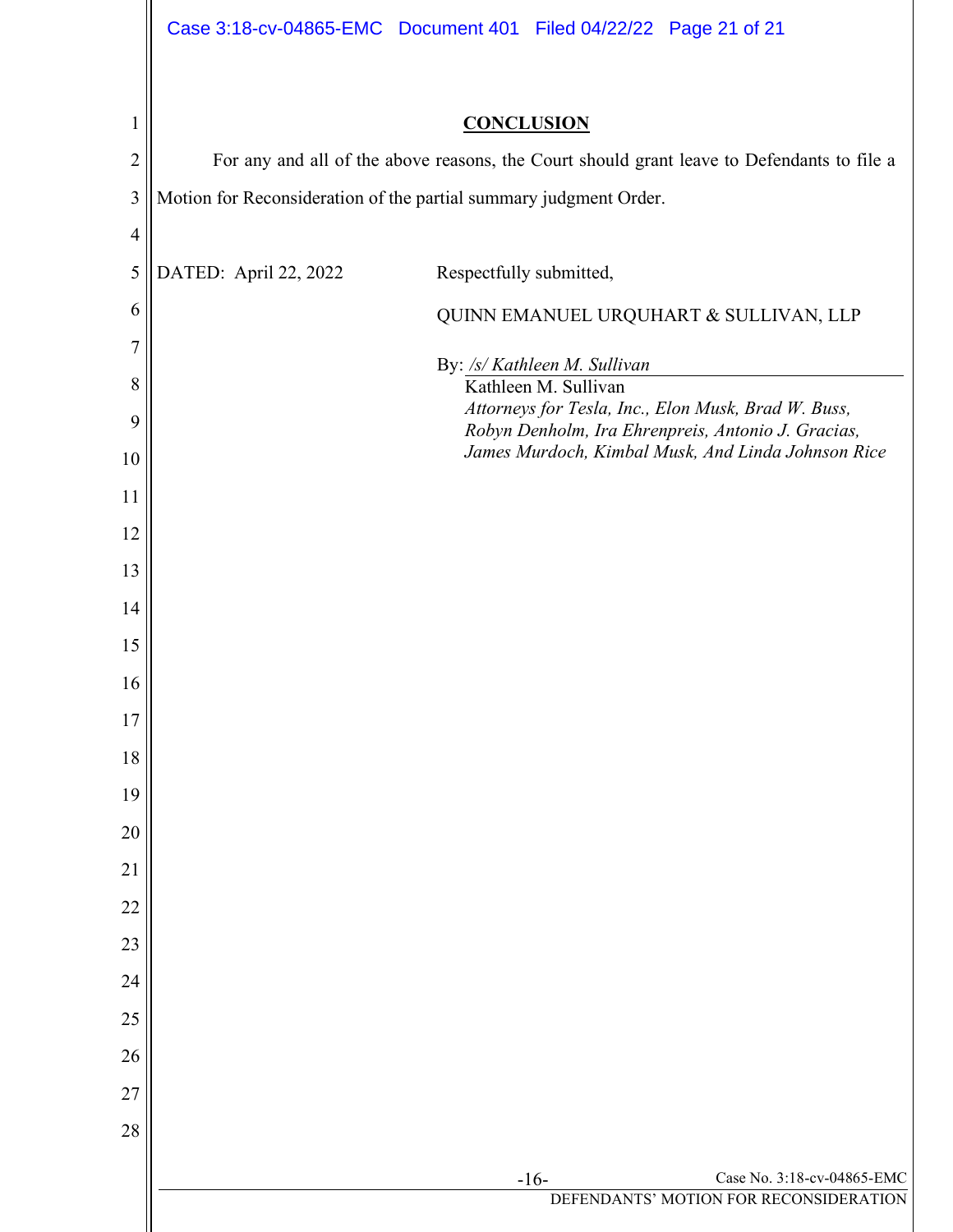## CONCLUSION

For any and all of the above reasons, the Court should grant leave to Defendants to file a Motion for Reconsideration of the partial summary judgment Order.

DATED: April 22, 2022

Respectfully submitted,

QUINN EMANUEL URQUHART & SULLIVAN, LLP

By: */s/ Kathleen M. Sullivan*
Kathleen M. Sullivan
*Attorneys for Tesla, Inc., Elon Musk, Brad W. Buss, Robyn Denholm, Ira Ehrenpreis, Antonio J. Gracias, James Murdoch, Kimbal Musk, And Linda Johnson Rice*